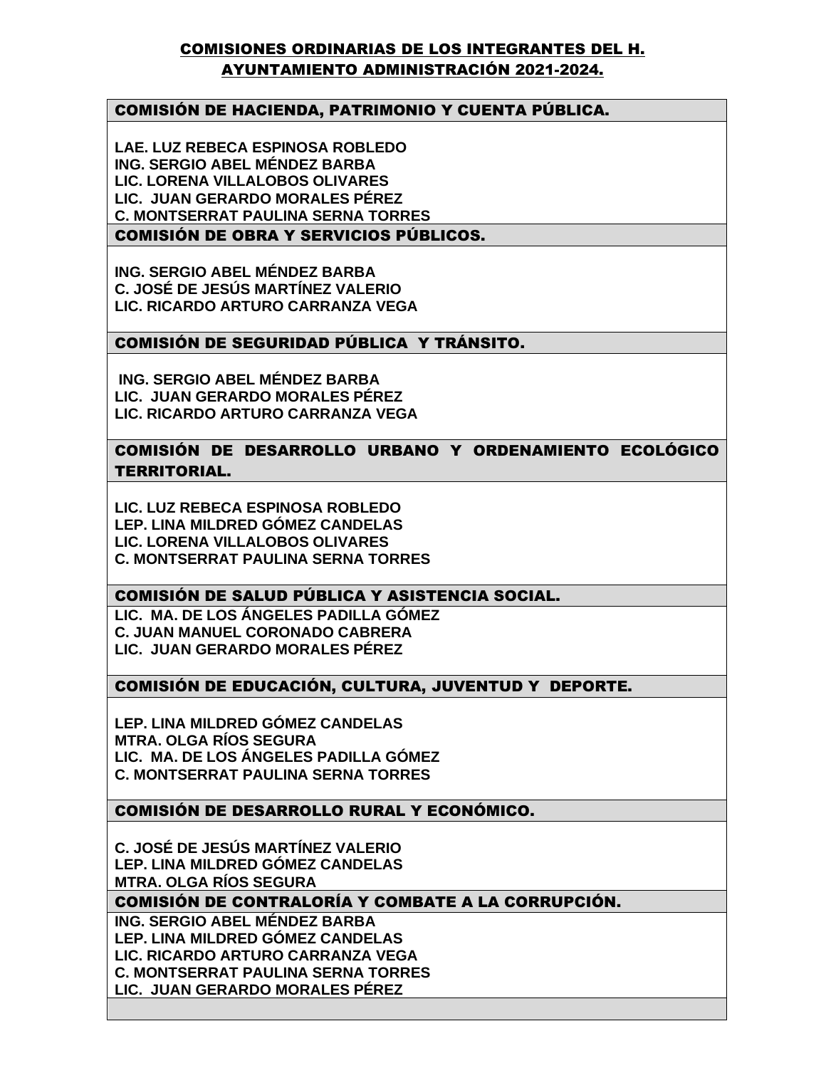# COMISIONES ORDINARIAS DE LOS INTEGRANTES DEL H. AYUNTAMIENTO ADMINISTRACIÓN 2021-2024.

## COMISIÓN DE HACIENDA, PATRIMONIO Y CUENTA PÚBLICA.

**LAE. LUZ REBECA ESPINOSA ROBLEDO**
**ING. SERGIO ABEL MÉNDEZ BARBA**
**LIC. LORENA VILLALOBOS OLIVARES**
**LIC. JUAN GERARDO MORALES PÉREZ**
**C. MONTSERRAT PAULINA SERNA TORRES**

## COMISIÓN DE OBRA Y SERVICIOS PÚBLICOS.

**ING. SERGIO ABEL MÉNDEZ BARBA**
**C. JOSÉ DE JESÚS MARTÍNEZ VALERIO**
**LIC. RICARDO ARTURO CARRANZA VEGA**

## COMISIÓN DE SEGURIDAD PÚBLICA Y TRÁNSITO.

**ING. SERGIO ABEL MÉNDEZ BARBA**
**LIC. JUAN GERARDO MORALES PÉREZ**
**LIC. RICARDO ARTURO CARRANZA VEGA**

## COMISIÓN DE DESARROLLO URBANO Y ORDENAMIENTO ECOLÓGICO TERRITORIAL.

**LIC. LUZ REBECA ESPINOSA ROBLEDO**
**LEP. LINA MILDRED GÓMEZ CANDELAS**
**LIC. LORENA VILLALOBOS OLIVARES**
**C. MONTSERRAT PAULINA SERNA TORRES**

## COMISIÓN DE SALUD PÚBLICA Y ASISTENCIA SOCIAL.

**LIC. MA. DE LOS ÁNGELES PADILLA GÓMEZ**
**C. JUAN MANUEL CORONADO CABRERA**
**LIC. JUAN GERARDO MORALES PÉREZ**

## COMISIÓN DE EDUCACIÓN, CULTURA, JUVENTUD Y DEPORTE.

**LEP. LINA MILDRED GÓMEZ CANDELAS**
**MTRA. OLGA RÍOS SEGURA**
**LIC. MA. DE LOS ÁNGELES PADILLA GÓMEZ**
**C. MONTSERRAT PAULINA SERNA TORRES**

## COMISIÓN DE DESARROLLO RURAL Y ECONÓMICO.

**C. JOSÉ DE JESÚS MARTÍNEZ VALERIO**
**LEP. LINA MILDRED GÓMEZ CANDELAS**
**MTRA. OLGA RÍOS SEGURA**

## COMISIÓN DE CONTRALORÍA Y COMBATE A LA CORRUPCIÓN.

**ING. SERGIO ABEL MÉNDEZ BARBA**
**LEP. LINA MILDRED GÓMEZ CANDELAS**
**LIC. RICARDO ARTURO CARRANZA VEGA**
**C. MONTSERRAT PAULINA SERNA TORRES**
**LIC. JUAN GERARDO MORALES PÉREZ**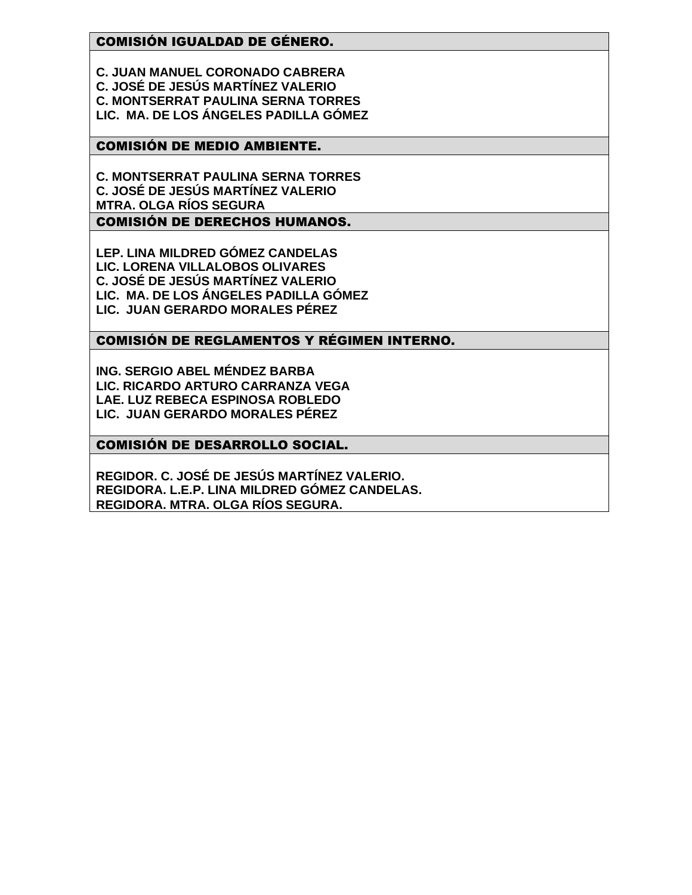## COMISIÓN IGUALDAD DE GÉNERO.

**C. JUAN MANUEL CORONADO CABRERA**
**C. JOSÉ DE JESÚS MARTÍNEZ VALERIO**
**C. MONTSERRAT PAULINA SERNA TORRES**
**LIC. MA. DE LOS ÁNGELES PADILLA GÓMEZ**

## COMISIÓN DE MEDIO AMBIENTE.

**C. MONTSERRAT PAULINA SERNA TORRES**
**C. JOSÉ DE JESÚS MARTÍNEZ VALERIO**
**MTRA. OLGA RÍOS SEGURA**

## COMISIÓN DE DERECHOS HUMANOS.

**LEP. LINA MILDRED GÓMEZ CANDELAS**
**LIC. LORENA VILLALOBOS OLIVARES**
**C. JOSÉ DE JESÚS MARTÍNEZ VALERIO**
**LIC. MA. DE LOS ÁNGELES PADILLA GÓMEZ**
**LIC. JUAN GERARDO MORALES PÉREZ**

## COMISIÓN DE REGLAMENTOS Y RÉGIMEN INTERNO.

**ING. SERGIO ABEL MÉNDEZ BARBA**
**LIC. RICARDO ARTURO CARRANZA VEGA**
**LAE. LUZ REBECA ESPINOSA ROBLEDO**
**LIC. JUAN GERARDO MORALES PÉREZ**

## COMISIÓN DE DESARROLLO SOCIAL.

**REGIDOR. C. JOSÉ DE JESÚS MARTÍNEZ VALERIO.**
**REGIDORA. L.E.P. LINA MILDRED GÓMEZ CANDELAS.**
**REGIDORA. MTRA. OLGA RÍOS SEGURA.**